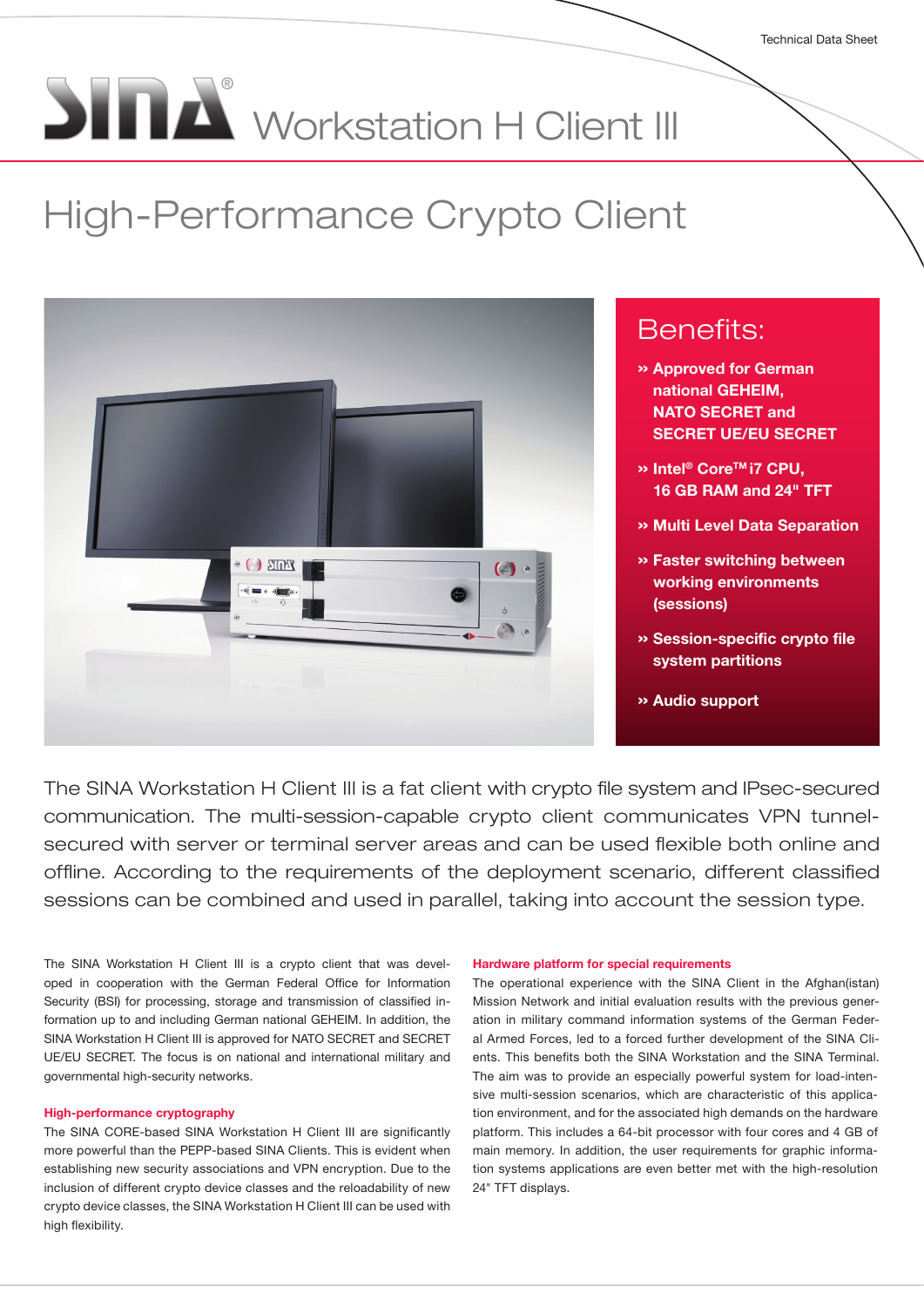Technical Data Sheet

# SINA® Workstation H Client III

## High-Performance Crypto Client

### Benefits:

- **Approved for German national GEHEIM, NATO SECRET and SECRET UE/EU SECRET**
- **Intel® Core™ i7 CPU, 16 GB RAM and 24" TFT**
- **Multi Level Data Separation**
- **Faster switching between working environments (sessions)**
- **Session-specific crypto file system partitions**
- **Audio support**

The SINA Workstation H Client III is a fat client with crypto file system and IPsec-secured communication. The multi-session-capable crypto client communicates VPN tunnel-secured with server or terminal server areas and can be used flexible both online and offline. According to the requirements of the deployment scenario, different classified sessions can be combined and used in parallel, taking into account the session type.

The SINA Workstation H Client III is a crypto client that was developed in cooperation with the German Federal Office for Information Security (BSI) for processing, storage and transmission of classified information up to and including German national GEHEIM. In addition, the SINA Workstation H Client III is approved for NATO SECRET and SECRET UE/EU SECRET. The focus is on national and international military and governmental high-security networks.

#### High-performance cryptography

The SINA CORE-based SINA Workstation H Client III are significantly more powerful than the PEPP-based SINA Clients. This is evident when establishing new security associations and VPN encryption. Due to the inclusion of different crypto device classes and the reloadability of new crypto device classes, the SINA Workstation H Client III can be used with high flexibility.

#### Hardware platform for special requirements

The operational experience with the SINA Client in the Afghan(istan) Mission Network and initial evaluation results with the previous generation in military command information systems of the German Federal Armed Forces, led to a forced further development of the SINA Clients. This benefits both the SINA Workstation and the SINA Terminal. The aim was to provide an especially powerful system for load-intensive multi-session scenarios, which are characteristic of this application environment, and for the associated high demands on the hardware platform. This includes a 64-bit processor with four cores and 4 GB of main memory. In addition, the user requirements for graphic information systems applications are even better met with the high-resolution 24" TFT displays.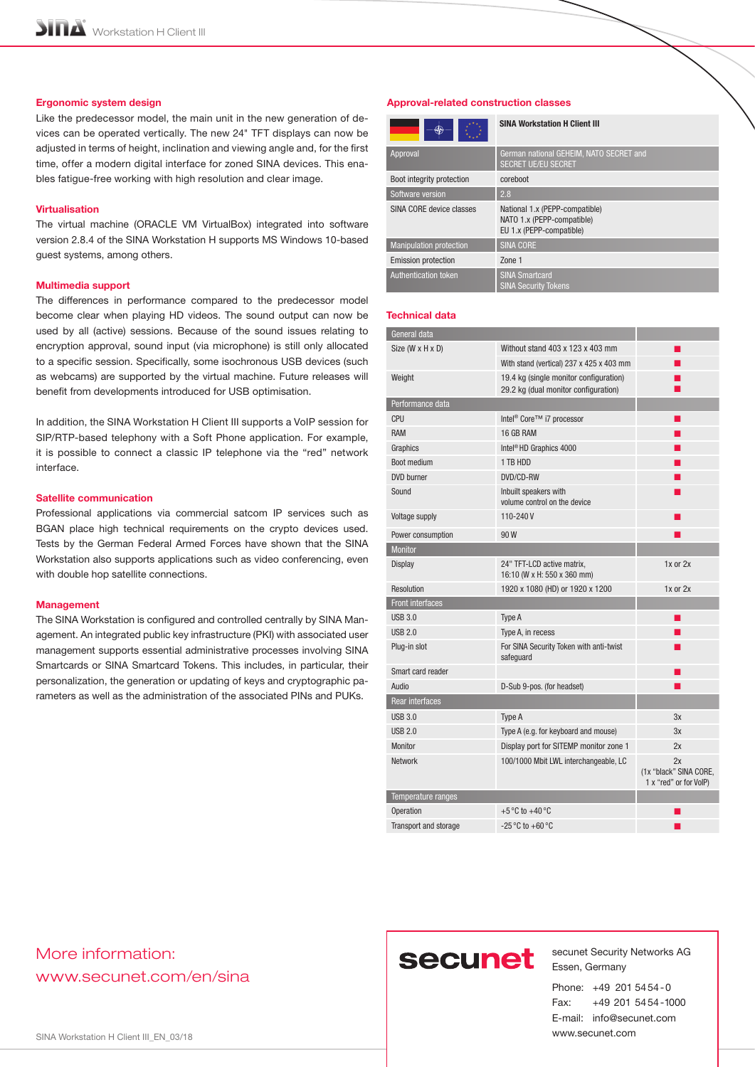## Ergonomic system design

Like the predecessor model, the main unit in the new generation of devices can be operated vertically. The new 24" TFT displays can now be adjusted in terms of height, inclination and viewing angle and, for the first time, offer a modern digital interface for zoned SINA devices. This enables fatigue-free working with high resolution and clear image.

## Virtualisation

The virtual machine (ORACLE VM VirtualBox) integrated into software version 2.8.4 of the SINA Workstation H supports MS Windows 10-based guest systems, among others.

## Multimedia support

The differences in performance compared to the predecessor model become clear when playing HD videos. The sound output can now be used by all (active) sessions. Because of the sound issues relating to encryption approval, sound input (via microphone) is still only allocated to a specific session. Specifically, some isochronous USB devices (such as webcams) are supported by the virtual machine. Future releases will benefit from developments introduced for USB optimisation.

In addition, the SINA Workstation H Client III supports a VoIP session for SIP/RTP-based telephony with a Soft Phone application. For example, it is possible to connect a classic IP telephone via the "red" network interface.

## Satellite communication

Professional applications via commercial satcom IP services such as BGAN place high technical requirements on the crypto devices used. Tests by the German Federal Armed Forces have shown that the SINA Workstation also supports applications such as video conferencing, even with double hop satellite connections.

## Management

The SINA Workstation is configured and controlled centrally by SINA Management. An integrated public key infrastructure (PKI) with associated user management supports essential administrative processes involving SINA Smartcards or SINA Smartcard Tokens. This includes, in particular, their personalization, the generation or updating of keys and cryptographic parameters as well as the administration of the associated PINs and PUKs.

## Approval-related construction classes

| | SINA Workstation H Client III |
|---|---|
| Approval | German national GEHEIM, NATO SECRET and SECRET UE/EU SECRET |
| Boot integrity protection | coreboot |
| Software version | 2.8 |
| SINA CORE device classes | National 1.x (PEPP-compatible)<br>NATO 1.x (PEPP-compatible)<br>EU 1.x (PEPP-compatible) |
| Manipulation protection | SINA CORE |
| Emission protection | Zone 1 |
| Authentication token | SINA Smartcard<br>SINA Security Tokens |

## Technical data

| | | |
|---|---|---|
| **General data** | | |
| Size (W x H x D) | Without stand 403 x 123 x 403 mm | ■ |
| | With stand (vertical) 237 x 425 x 403 mm | ■ |
| Weight | 19.4 kg (single monitor configuration)<br>29.2 kg (dual monitor configuration) | ■<br>■ |
| **Performance data** | | |
| CPU | Intel® Core™ i7 processor | ■ |
| RAM | 16 GB RAM | ■ |
| Graphics | Intel® HD Graphics 4000 | ■ |
| Boot medium | 1 TB HDD | ■ |
| DVD burner | DVD/CD-RW | ■ |
| Sound | Inbuilt speakers with volume control on the device | ■ |
| Voltage supply | 110-240 V | ■ |
| Power consumption | 90 W | ■ |
| **Monitor** | | |
| Display | 24" TFT-LCD active matrix, 16:10 (W x H: 550 x 360 mm) | 1x or 2x |
| Resolution | 1920 x 1080 (HD) or 1920 x 1200 | 1x or 2x |
| **Front interfaces** | | |
| USB 3.0 | Type A | ■ |
| USB 2.0 | Type A, in recess | ■ |
| Plug-in slot | For SINA Security Token with anti-twist safeguard | ■ |
| Smart card reader | | ■ |
| Audio | D-Sub 9-pos. (for headset) | ■ |
| **Rear interfaces** | | |
| USB 3.0 | Type A | 3x |
| USB 2.0 | Type A (e.g. for keyboard and mouse) | 3x |
| Monitor | Display port for SITEMP monitor zone 1 | 2x |
| Network | 100/1000 Mbit LWL interchangeable, LC | 2x<br>(1x "black" SINA CORE, 1 x "red" or for VoIP) |
| **Temperature ranges** | | |
| Operation | +5 °C to +40 °C | ■ |
| Transport and storage | -25 °C to +60 °C | ■ |

More information:
www.secunet.com/en/sina

secunet

secunet Security Networks AG
Essen, Germany

Phone: +49 201 5454-0
Fax: +49 201 5454-1000
E-mail: info@secunet.com
www.secunet.com

SINA Workstation H Client III_EN_03/18